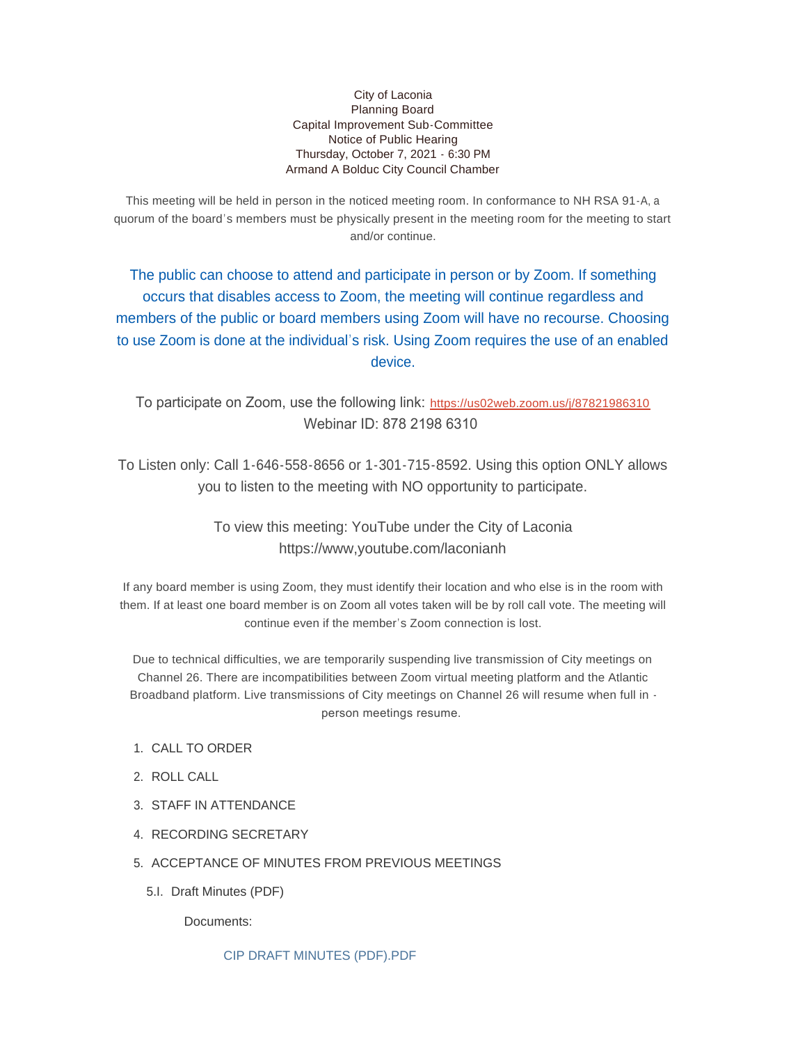City of Laconia
Planning Board
Capital Improvement Sub-Committee
Notice of Public Hearing
Thursday, October 7, 2021 - 6:30 PM
Armand A Bolduc City Council Chamber

This meeting will be held in person in the noticed meeting room. In conformance to NH RSA 91-A, a quorum of the board's members must be physically present in the meeting room for the meeting to start and/or continue.

The public can choose to attend and participate in person or by Zoom. If something occurs that disables access to Zoom, the meeting will continue regardless and members of the public or board members using Zoom will have no recourse. Choosing to use Zoom is done at the individual's risk. Using Zoom requires the use of an enabled device.

To participate on Zoom, use the following link: https://us02web.zoom.us/j/87821986310
Webinar ID: 878 2198 6310

To Listen only: Call 1-646-558-8656 or 1-301-715-8592. Using this option ONLY allows you to listen to the meeting with NO opportunity to participate.

To view this meeting: YouTube under the City of Laconia
https://www,youtube.com/laconianh

If any board member is using Zoom, they must identify their location and who else is in the room with them. If at least one board member is on Zoom all votes taken will be by roll call vote. The meeting will continue even if the member's Zoom connection is lost.

Due to technical difficulties, we are temporarily suspending live transmission of City meetings on Channel 26. There are incompatibilities between Zoom virtual meeting platform and the Atlantic Broadband platform. Live transmissions of City meetings on Channel 26 will resume when full in - person meetings resume.

1. CALL TO ORDER
2. ROLL CALL
3. STAFF IN ATTENDANCE
4. RECORDING SECRETARY
5. ACCEPTANCE OF MINUTES FROM PREVIOUS MEETINGS

   5.I. Draft Minutes (PDF)

   Documents:

   CIP DRAFT MINUTES (PDF).PDF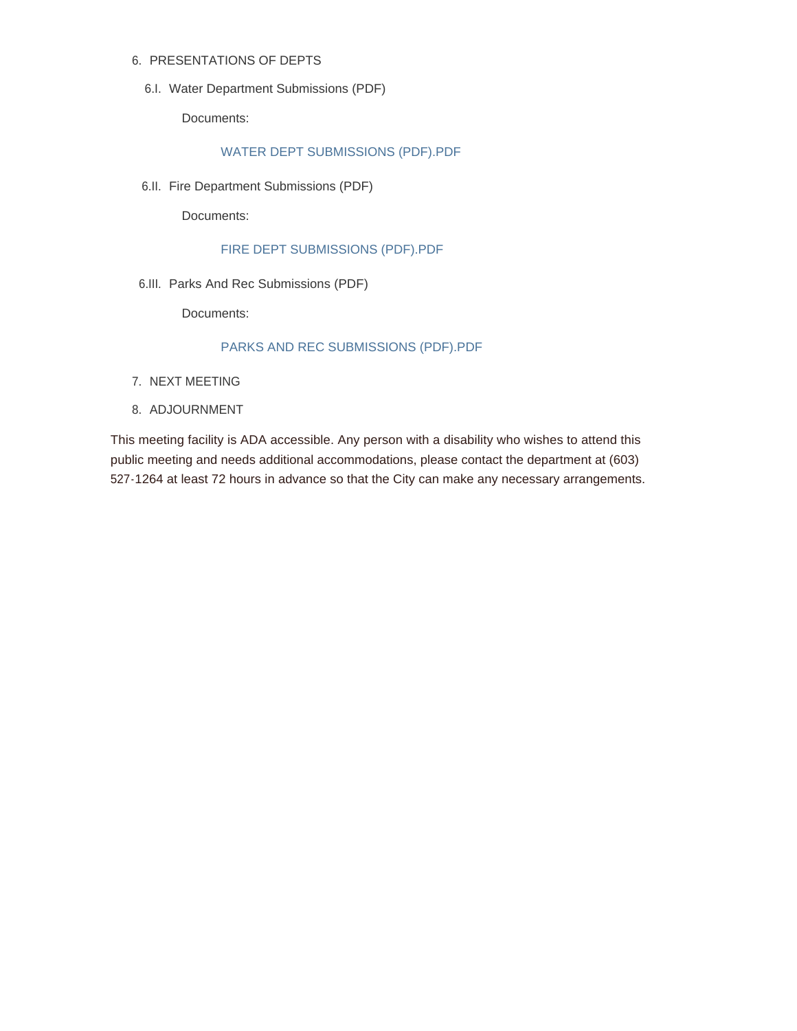6. PRESENTATIONS OF DEPTS

   6.I. Water Department Submissions (PDF)

   Documents:

   WATER DEPT SUBMISSIONS (PDF).PDF

   6.II. Fire Department Submissions (PDF)

   Documents:

   FIRE DEPT SUBMISSIONS (PDF).PDF

   6.III. Parks And Rec Submissions (PDF)

   Documents:

   PARKS AND REC SUBMISSIONS (PDF).PDF

7. NEXT MEETING

8. ADJOURNMENT

This meeting facility is ADA accessible. Any person with a disability who wishes to attend this public meeting and needs additional accommodations, please contact the department at (603) 527-1264 at least 72 hours in advance so that the City can make any necessary arrangements.